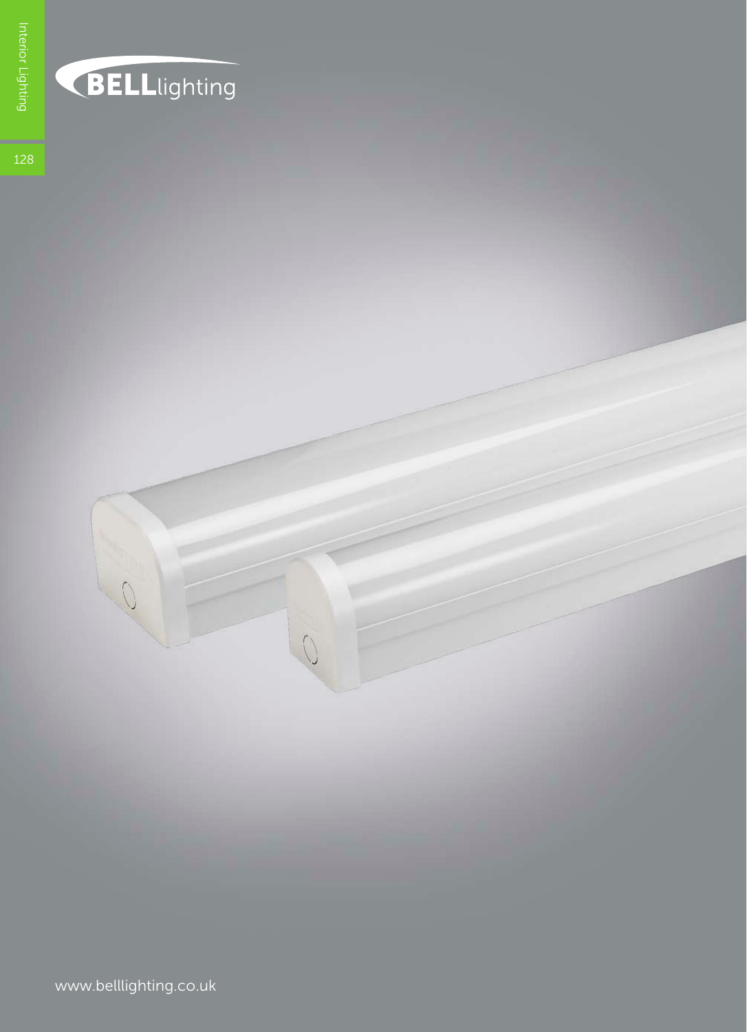BELLlighting

www.belllighting.co.uk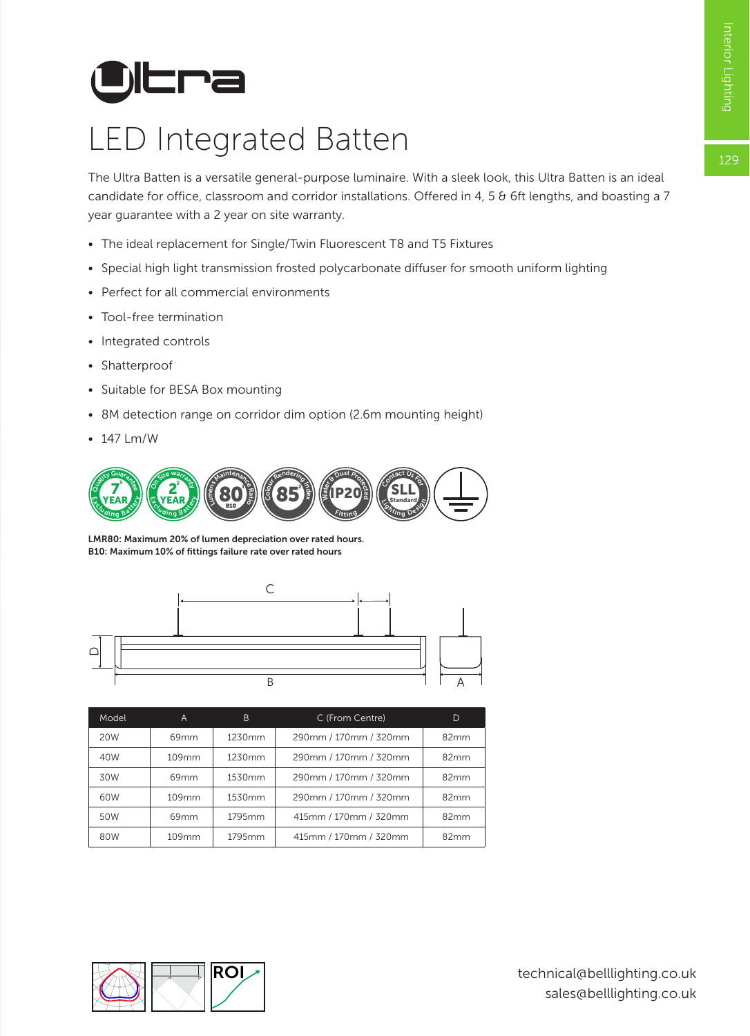# Ultra

## LED Integrated Batten

The Ultra Batten is a versatile general-purpose luminaire. With a sleek look, this Ultra Batten is an ideal candidate for office, classroom and corridor installations. Offered in 4, 5 & 6ft lengths, and boasting a 7 year guarantee with a 2 year on site warranty.

- The ideal replacement for Single/Twin Fluorescent T8 and T5 Fixtures
- Special high light transmission frosted polycarbonate diffuser for smooth uniform lighting
- Perfect for all commercial environments
- Tool-free termination
- Integrated controls
- Shatterproof
- Suitable for BESA Box mounting
- 8M detection range on corridor dim option (2.6m mounting height)
- 147 Lm/W

**LMR80: Maximum 20% of lumen depreciation over rated hours.**
**B10: Maximum 10% of fittings failure rate over rated hours**

| Model | A | B | C (From Centre) | D |
|---|---|---|---|---|
| 20W | 69mm | 1230mm | 290mm / 170mm / 320mm | 82mm |
| 40W | 109mm | 1230mm | 290mm / 170mm / 320mm | 82mm |
| 30W | 69mm | 1530mm | 290mm / 170mm / 320mm | 82mm |
| 60W | 109mm | 1530mm | 290mm / 170mm / 320mm | 82mm |
| 50W | 69mm | 1795mm | 415mm / 170mm / 320mm | 82mm |
| 80W | 109mm | 1795mm | 415mm / 170mm / 320mm | 82mm |

technical@belllighting.co.uk
sales@belllighting.co.uk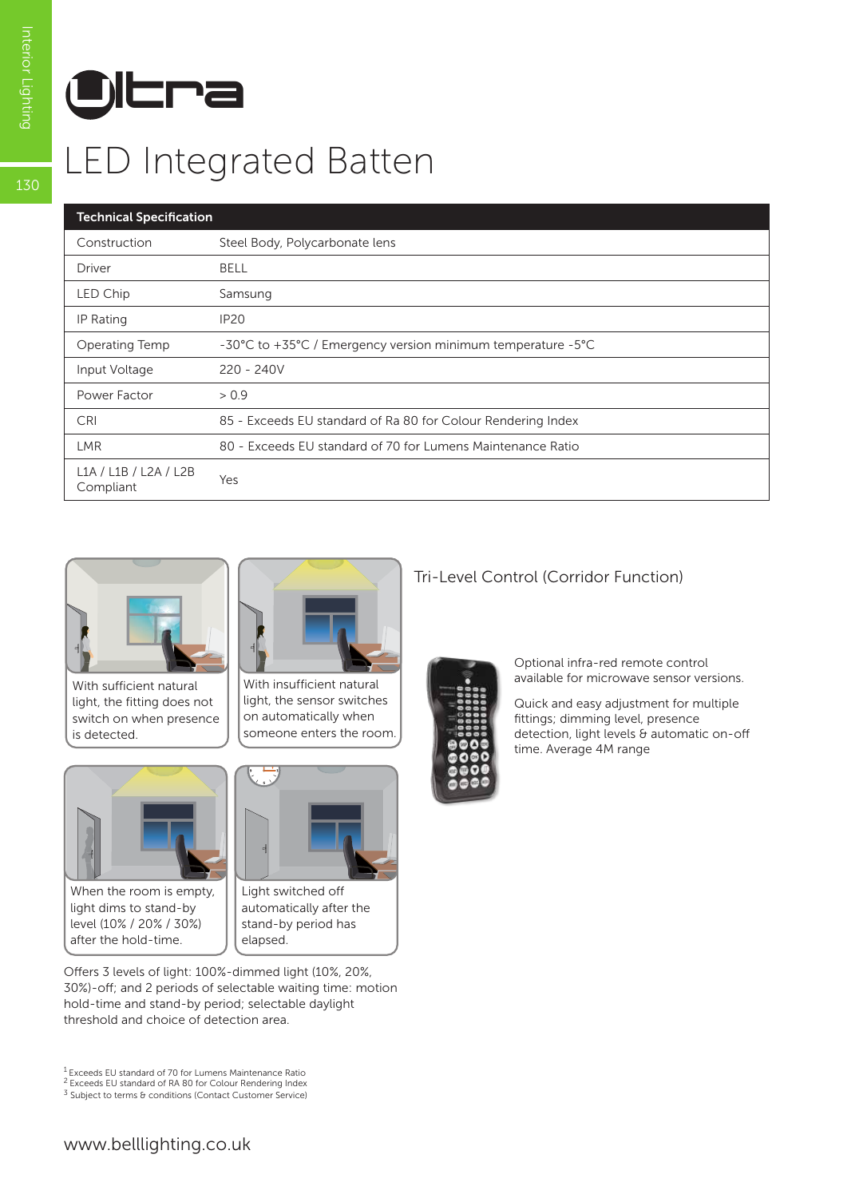# Ultra

## LED Integrated Batten

| Technical Specification | |
|---|---|
| Construction | Steel Body, Polycarbonate lens |
| Driver | BELL |
| LED Chip | Samsung |
| IP Rating | IP20 |
| Operating Temp | -30°C to +35°C / Emergency version minimum temperature -5°C |
| Input Voltage | 220 - 240V |
| Power Factor | > 0.9 |
| CRI | 85 - Exceeds EU standard of Ra 80 for Colour Rendering Index |
| LMR | 80 - Exceeds EU standard of 70 for Lumens Maintenance Ratio |
| L1A / L1B / L2A / L2B Compliant | Yes |

With sufficient natural light, the fitting does not switch on when presence is detected.

With insufficient natural light, the sensor switches on automatically when someone enters the room.

When the room is empty, light dims to stand-by level (10% / 20% / 30%) after the hold-time.

Light switched off automatically after the stand-by period has elapsed.

Offers 3 levels of light: 100%-dimmed light (10%, 20%, 30%)-off; and 2 periods of selectable waiting time: motion hold-time and stand-by period; selectable daylight threshold and choice of detection area.

### Tri-Level Control (Corridor Function)

Optional infra-red remote control available for microwave sensor versions.

Quick and easy adjustment for multiple fittings; dimming level, presence detection, light levels & automatic on-off time. Average 4M range

[1] Exceeds EU standard of 70 for Lumens Maintenance Ratio
[2] Exceeds EU standard of RA 80 for Colour Rendering Index
[3] Subject to terms & conditions (Contact Customer Service)

www.belllighting.co.uk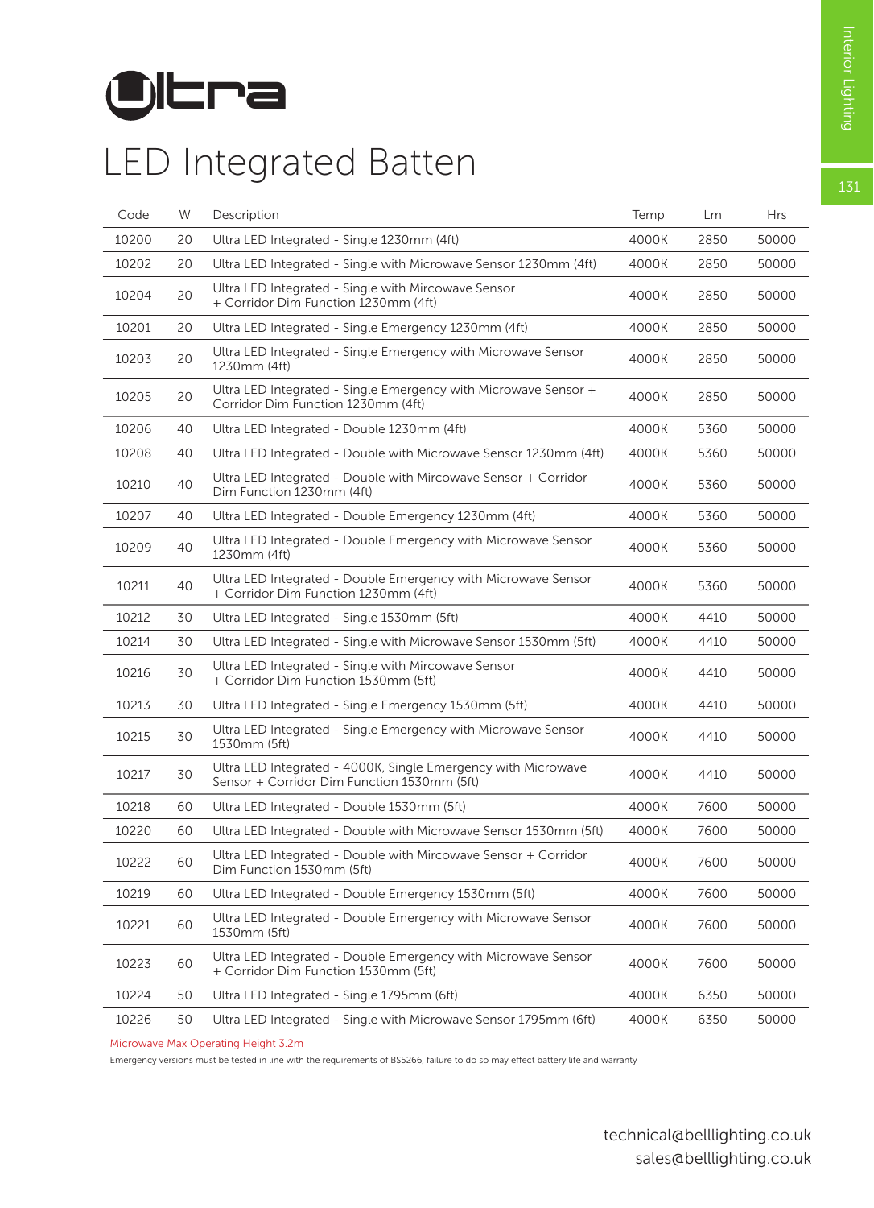# Ultra

## LED Integrated Batten

| Code | W | Description | Temp | Lm | Hrs |
|---|---|---|---|---|---|
| 10200 | 20 | Ultra LED Integrated - Single 1230mm (4ft) | 4000K | 2850 | 50000 |
| 10202 | 20 | Ultra LED Integrated - Single with Microwave Sensor 1230mm (4ft) | 4000K | 2850 | 50000 |
| 10204 | 20 | Ultra LED Integrated - Single with Mircowave Sensor + Corridor Dim Function 1230mm (4ft) | 4000K | 2850 | 50000 |
| 10201 | 20 | Ultra LED Integrated - Single Emergency 1230mm (4ft) | 4000K | 2850 | 50000 |
| 10203 | 20 | Ultra LED Integrated - Single Emergency with Microwave Sensor 1230mm (4ft) | 4000K | 2850 | 50000 |
| 10205 | 20 | Ultra LED Integrated - Single Emergency with Microwave Sensor + Corridor Dim Function 1230mm (4ft) | 4000K | 2850 | 50000 |
| 10206 | 40 | Ultra LED Integrated - Double 1230mm (4ft) | 4000K | 5360 | 50000 |
| 10208 | 40 | Ultra LED Integrated - Double with Microwave Sensor 1230mm (4ft) | 4000K | 5360 | 50000 |
| 10210 | 40 | Ultra LED Integrated - Double with Mircowave Sensor + Corridor Dim Function 1230mm (4ft) | 4000K | 5360 | 50000 |
| 10207 | 40 | Ultra LED Integrated - Double Emergency 1230mm (4ft) | 4000K | 5360 | 50000 |
| 10209 | 40 | Ultra LED Integrated - Double Emergency with Microwave Sensor 1230mm (4ft) | 4000K | 5360 | 50000 |
| 10211 | 40 | Ultra LED Integrated - Double Emergency with Microwave Sensor + Corridor Dim Function 1230mm (4ft) | 4000K | 5360 | 50000 |
| 10212 | 30 | Ultra LED Integrated - Single 1530mm (5ft) | 4000K | 4410 | 50000 |
| 10214 | 30 | Ultra LED Integrated - Single with Microwave Sensor 1530mm (5ft) | 4000K | 4410 | 50000 |
| 10216 | 30 | Ultra LED Integrated - Single with Mircowave Sensor + Corridor Dim Function 1530mm (5ft) | 4000K | 4410 | 50000 |
| 10213 | 30 | Ultra LED Integrated - Single Emergency 1530mm (5ft) | 4000K | 4410 | 50000 |
| 10215 | 30 | Ultra LED Integrated - Single Emergency with Microwave Sensor 1530mm (5ft) | 4000K | 4410 | 50000 |
| 10217 | 30 | Ultra LED Integrated - 4000K, Single Emergency with Microwave Sensor + Corridor Dim Function 1530mm (5ft) | 4000K | 4410 | 50000 |
| 10218 | 60 | Ultra LED Integrated - Double 1530mm (5ft) | 4000K | 7600 | 50000 |
| 10220 | 60 | Ultra LED Integrated - Double with Microwave Sensor 1530mm (5ft) | 4000K | 7600 | 50000 |
| 10222 | 60 | Ultra LED Integrated - Double with Mircowave Sensor + Corridor Dim Function 1530mm (5ft) | 4000K | 7600 | 50000 |
| 10219 | 60 | Ultra LED Integrated - Double Emergency 1530mm (5ft) | 4000K | 7600 | 50000 |
| 10221 | 60 | Ultra LED Integrated - Double Emergency with Microwave Sensor 1530mm (5ft) | 4000K | 7600 | 50000 |
| 10223 | 60 | Ultra LED Integrated - Double Emergency with Microwave Sensor + Corridor Dim Function 1530mm (5ft) | 4000K | 7600 | 50000 |
| 10224 | 50 | Ultra LED Integrated - Single 1795mm (6ft) | 4000K | 6350 | 50000 |
| 10226 | 50 | Ultra LED Integrated - Single with Microwave Sensor 1795mm (6ft) | 4000K | 6350 | 50000 |

Microwave Max Operating Height 3.2m

Emergency versions must be tested in line with the requirements of BS5266, failure to do so may effect battery life and warranty

technical@belllighting.co.uk
sales@belllighting.co.uk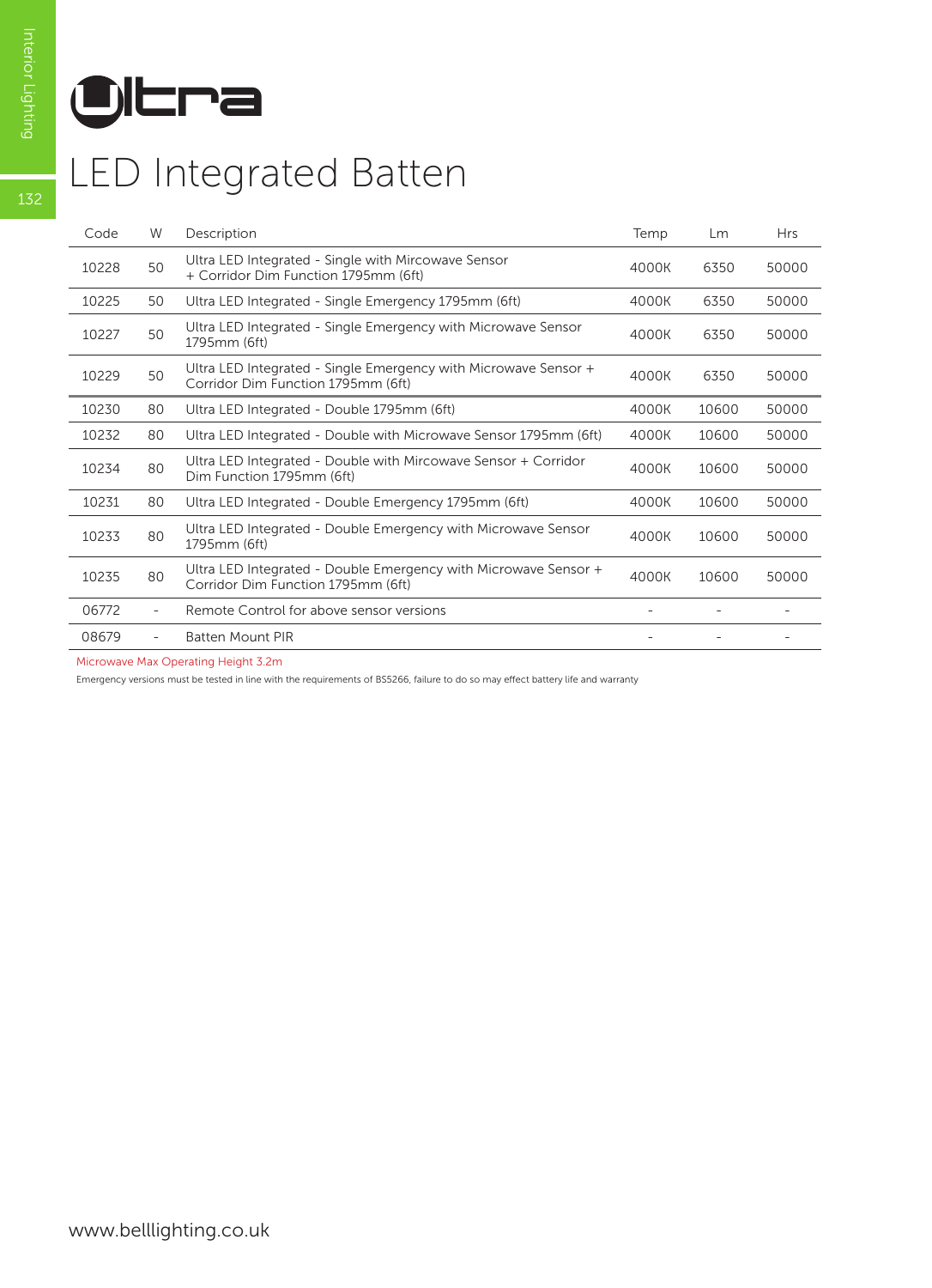# Ultra

## LED Integrated Batten

| Code | W | Description | Temp | Lm | Hrs |
|---|---|---|---|---|---|
| 10228 | 50 | Ultra LED Integrated - Single with Mircowave Sensor + Corridor Dim Function 1795mm (6ft) | 4000K | 6350 | 50000 |
| 10225 | 50 | Ultra LED Integrated - Single Emergency 1795mm (6ft) | 4000K | 6350 | 50000 |
| 10227 | 50 | Ultra LED Integrated - Single Emergency with Microwave Sensor 1795mm (6ft) | 4000K | 6350 | 50000 |
| 10229 | 50 | Ultra LED Integrated - Single Emergency with Microwave Sensor + Corridor Dim Function 1795mm (6ft) | 4000K | 6350 | 50000 |
| 10230 | 80 | Ultra LED Integrated - Double 1795mm (6ft) | 4000K | 10600 | 50000 |
| 10232 | 80 | Ultra LED Integrated - Double with Microwave Sensor 1795mm (6ft) | 4000K | 10600 | 50000 |
| 10234 | 80 | Ultra LED Integrated - Double with Mircowave Sensor + Corridor Dim Function 1795mm (6ft) | 4000K | 10600 | 50000 |
| 10231 | 80 | Ultra LED Integrated - Double Emergency 1795mm (6ft) | 4000K | 10600 | 50000 |
| 10233 | 80 | Ultra LED Integrated - Double Emergency with Microwave Sensor 1795mm (6ft) | 4000K | 10600 | 50000 |
| 10235 | 80 | Ultra LED Integrated - Double Emergency with Microwave Sensor + Corridor Dim Function 1795mm (6ft) | 4000K | 10600 | 50000 |
| 06772 | - | Remote Control for above sensor versions | - | - | - |
| 08679 | - | Batten Mount PIR | - | - | - |

Microwave Max Operating Height 3.2m

Emergency versions must be tested in line with the requirements of BS5266, failure to do so may effect battery life and warranty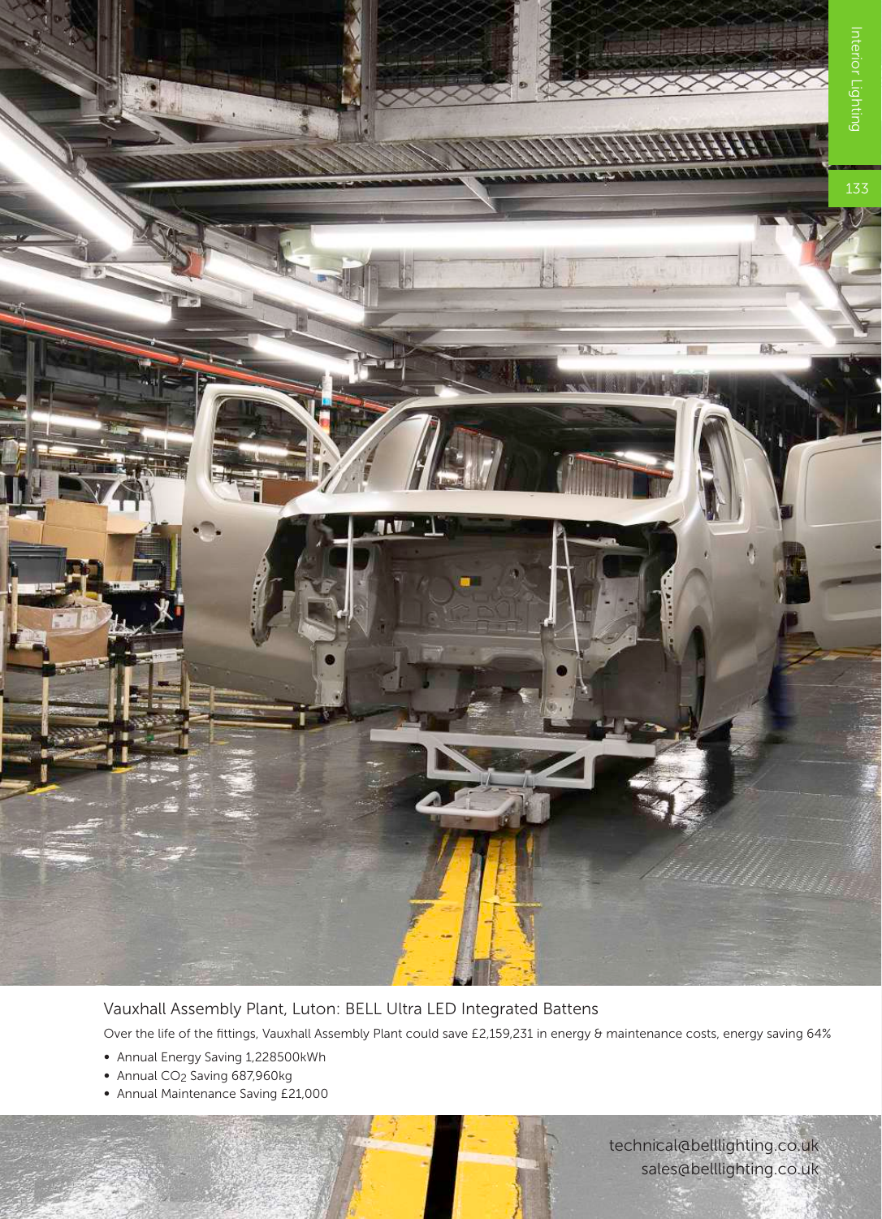## Vauxhall Assembly Plant, Luton: BELL Ultra LED Integrated Battens

Over the life of the fittings, Vauxhall Assembly Plant could save £2,159,231 in energy & maintenance costs, energy saving 64%

- Annual Energy Saving 1,228500kWh
- Annual $CO_2$ Saving 687,960kg
- Annual Maintenance Saving £21,000

technical@belllighting.co.uk
sales@belllighting.co.uk